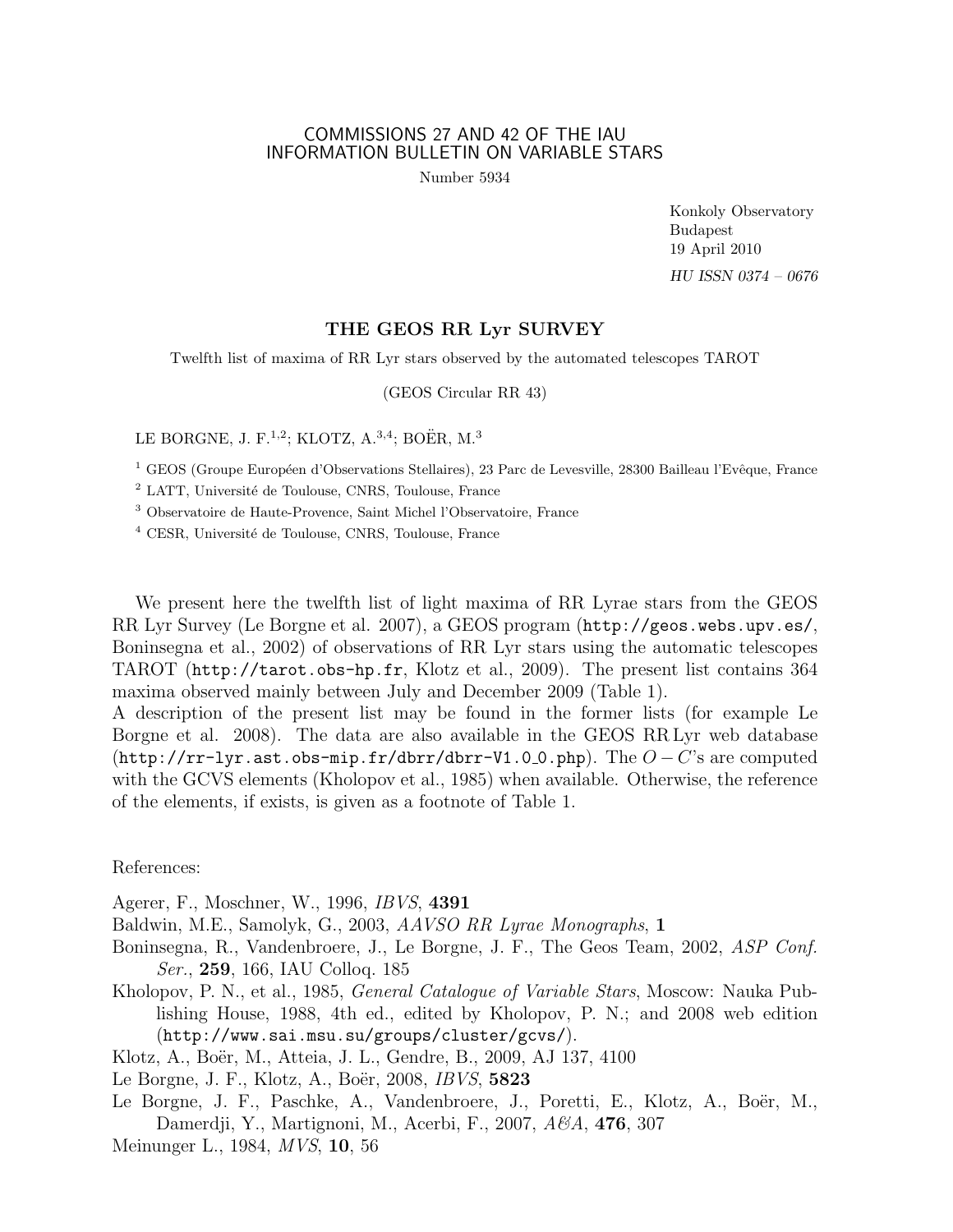COMMISSIONS 27 AND 42 OF THE IAU
INFORMATION BULLETIN ON VARIABLE STARS

Number 5934

Konkoly Observatory
Budapest
19 April 2010

*HU ISSN 0374 – 0676*

# THE GEOS RR Lyr SURVEY

Twelfth list of maxima of RR Lyr stars observed by the automated telescopes TAROT

(GEOS Circular RR 43)

LE BORGNE, J. F.[1,2]; KLOTZ, A.[3,4]; BOËR, M.[3]

[1] GEOS (Groupe Européen d'Observations Stellaires), 23 Parc de Levesville, 28300 Bailleau l'Evêque, France

[2] LATT, Université de Toulouse, CNRS, Toulouse, France

[3] Observatoire de Haute-Provence, Saint Michel l'Observatoire, France

[4] CESR, Université de Toulouse, CNRS, Toulouse, France

We present here the twelfth list of light maxima of RR Lyrae stars from the GEOS RR Lyr Survey (Le Borgne et al. 2007), a GEOS program (`http://geos.webs.upv.es/`, Boninsegna et al., 2002) of observations of RR Lyr stars using the automatic telescopes TAROT (`http://tarot.obs-hp.fr`, Klotz et al., 2009). The present list contains 364 maxima observed mainly between July and December 2009 (Table 1).
A description of the present list may be found in the former lists (for example Le Borgne et al. 2008). The data are also available in the GEOS RR Lyr web database (`http://rr-lyr.ast.obs-mip.fr/dbrr/dbrr-V1.0_0.php`). The $O-C$'s are computed with the GCVS elements (Kholopov et al., 1985) when available. Otherwise, the reference of the elements, if exists, is given as a footnote of Table 1.

References:

Agerer, F., Moschner, W., 1996, *IBVS*, **4391**

Baldwin, M.E., Samolyk, G., 2003, *AAVSO RR Lyrae Monographs*, **1**

Boninsegna, R., Vandenbroere, J., Le Borgne, J. F., The Geos Team, 2002, *ASP Conf. Ser.*, **259**, 166, IAU Colloq. 185

Kholopov, P. N., et al., 1985, *General Catalogue of Variable Stars*, Moscow: Nauka Publishing House, 1988, 4th ed., edited by Kholopov, P. N.; and 2008 web edition (`http://www.sai.msu.su/groups/cluster/gcvs/`).

Klotz, A., Boër, M., Atteia, J. L., Gendre, B., 2009, AJ 137, 4100

Le Borgne, J. F., Klotz, A., Boër, 2008, *IBVS*, **5823**

Le Borgne, J. F., Paschke, A., Vandenbroere, J., Poretti, E., Klotz, A., Boër, M., Damerdji, Y., Martignoni, M., Acerbi, F., 2007, *A&A*, **476**, 307

Meinunger L., 1984, *MVS*, **10**, 56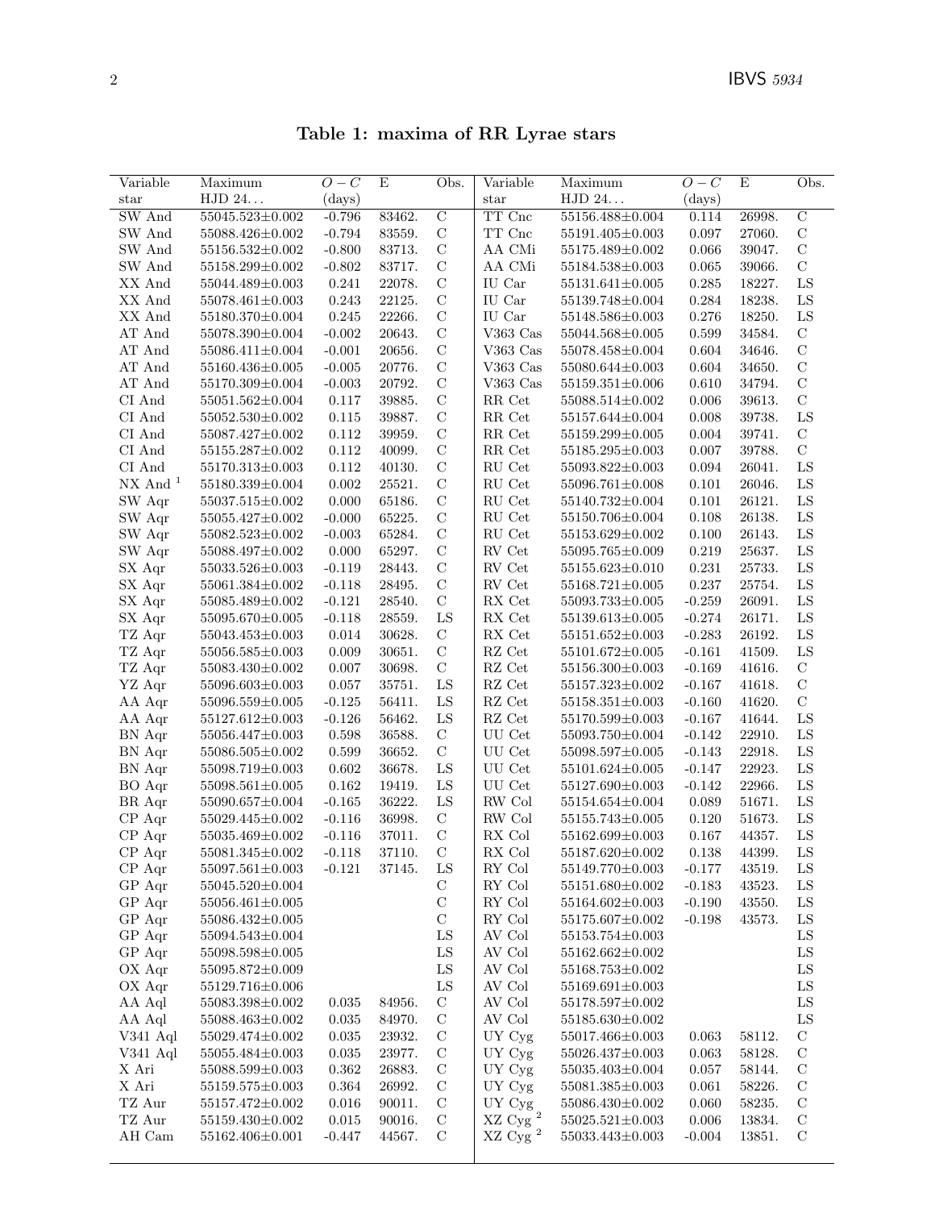**Table 1: maxima of RR Lyrae stars**

| Variable star | Maximum HJD 24... | $O-C$ (days) | E | Obs. |
|---|---|---|---|---|
| SW And | 55045.523±0.002 | -0.796 | 83462. | C |
| SW And | 55088.426±0.002 | -0.794 | 83559. | C |
| SW And | 55156.532±0.002 | -0.800 | 83713. | C |
| SW And | 55158.299±0.002 | -0.802 | 83717. | C |
| XX And | 55044.489±0.003 | 0.241 | 22078. | C |
| XX And | 55078.461±0.003 | 0.243 | 22125. | C |
| XX And | 55180.370±0.004 | 0.245 | 22266. | C |
| AT And | 55078.390±0.004 | -0.002 | 20643. | C |
| AT And | 55086.411±0.004 | -0.001 | 20656. | C |
| AT And | 55160.436±0.005 | -0.005 | 20776. | C |
| AT And | 55170.309±0.004 | -0.003 | 20792. | C |
| CI And | 55051.562±0.004 | 0.117 | 39885. | C |
| CI And | 55052.530±0.002 | 0.115 | 39887. | C |
| CI And | 55087.427±0.002 | 0.112 | 39959. | C |
| CI And | 55155.287±0.002 | 0.112 | 40099. | C |
| CI And | 55170.313±0.003 | 0.112 | 40130. | C |
| NX And [1] | 55180.339±0.004 | 0.002 | 25521. | C |
| SW Aqr | 55037.515±0.002 | 0.000 | 65186. | C |
| SW Aqr | 55055.427±0.002 | -0.000 | 65225. | C |
| SW Aqr | 55082.523±0.002 | -0.003 | 65284. | C |
| SW Aqr | 55088.497±0.002 | 0.000 | 65297. | C |
| SX Aqr | 55033.526±0.003 | -0.119 | 28443. | C |
| SX Aqr | 55061.384±0.002 | -0.118 | 28495. | C |
| SX Aqr | 55085.489±0.002 | -0.121 | 28540. | C |
| SX Aqr | 55095.670±0.005 | -0.118 | 28559. | LS |
| TZ Aqr | 55043.453±0.003 | 0.014 | 30628. | C |
| TZ Aqr | 55056.585±0.003 | 0.009 | 30651. | C |
| TZ Aqr | 55083.430±0.002 | 0.007 | 30698. | C |
| YZ Aqr | 55096.603±0.003 | 0.057 | 35751. | LS |
| AA Aqr | 55096.559±0.005 | -0.125 | 56411. | LS |
| AA Aqr | 55127.612±0.003 | -0.126 | 56462. | LS |
| BN Aqr | 55056.447±0.003 | 0.598 | 36588. | C |
| BN Aqr | 55086.505±0.002 | 0.599 | 36652. | C |
| BN Aqr | 55098.719±0.003 | 0.602 | 36678. | LS |
| BO Aqr | 55098.561±0.005 | 0.162 | 19419. | LS |
| BR Aqr | 55090.657±0.004 | -0.165 | 36222. | LS |
| CP Aqr | 55029.445±0.002 | -0.116 | 36998. | C |
| CP Aqr | 55035.469±0.002 | -0.116 | 37011. | C |
| CP Aqr | 55081.345±0.002 | -0.118 | 37110. | C |
| CP Aqr | 55097.561±0.003 | -0.121 | 37145. | LS |
| GP Aqr | 55045.520±0.004 | | | C |
| GP Aqr | 55056.461±0.005 | | | C |
| GP Aqr | 55086.432±0.005 | | | C |
| GP Aqr | 55094.543±0.004 | | | LS |
| GP Aqr | 55098.598±0.005 | | | LS |
| OX Aqr | 55095.872±0.009 | | | LS |
| OX Aqr | 55129.716±0.006 | | | LS |
| AA Aql | 55083.398±0.002 | 0.035 | 84956. | C |
| AA Aql | 55088.463±0.002 | 0.035 | 84970. | C |
| V341 Aql | 55029.474±0.002 | 0.035 | 23932. | C |
| V341 Aql | 55055.484±0.003 | 0.035 | 23977. | C |
| X Ari | 55088.599±0.003 | 0.362 | 26883. | C |
| X Ari | 55159.575±0.003 | 0.364 | 26992. | C |
| TZ Aur | 55157.472±0.002 | 0.016 | 90011. | C |
| TZ Aur | 55159.430±0.002 | 0.015 | 90016. | C |
| AH Cam | 55162.406±0.001 | -0.447 | 44567. | C |
| TT Cnc | 55156.488±0.004 | 0.114 | 26998. | C |
| TT Cnc | 55191.405±0.003 | 0.097 | 27060. | C |
| AA CMi | 55175.489±0.002 | 0.066 | 39047. | C |
| AA CMi | 55184.538±0.003 | 0.065 | 39066. | C |
| IU Car | 55131.641±0.005 | 0.285 | 18227. | LS |
| IU Car | 55139.748±0.004 | 0.284 | 18238. | LS |
| IU Car | 55148.586±0.003 | 0.276 | 18250. | LS |
| V363 Cas | 55044.568±0.005 | 0.599 | 34584. | C |
| V363 Cas | 55078.458±0.004 | 0.604 | 34646. | C |
| V363 Cas | 55080.644±0.003 | 0.604 | 34650. | C |
| V363 Cas | 55159.351±0.006 | 0.610 | 34794. | C |
| RR Cet | 55088.514±0.002 | 0.006 | 39613. | C |
| RR Cet | 55157.644±0.004 | 0.008 | 39738. | LS |
| RR Cet | 55159.299±0.005 | 0.004 | 39741. | C |
| RR Cet | 55185.295±0.003 | 0.007 | 39788. | C |
| RU Cet | 55093.822±0.003 | 0.094 | 26041. | LS |
| RU Cet | 55096.761±0.008 | 0.101 | 26046. | LS |
| RU Cet | 55140.732±0.004 | 0.101 | 26121. | LS |
| RU Cet | 55150.706±0.004 | 0.108 | 26138. | LS |
| RU Cet | 55153.629±0.002 | 0.100 | 26143. | LS |
| RV Cet | 55095.765±0.009 | 0.219 | 25637. | LS |
| RV Cet | 55155.623±0.010 | 0.231 | 25733. | LS |
| RV Cet | 55168.721±0.005 | 0.237 | 25754. | LS |
| RX Cet | 55093.733±0.005 | -0.259 | 26091. | LS |
| RX Cet | 55139.613±0.005 | -0.274 | 26171. | LS |
| RX Cet | 55151.652±0.003 | -0.283 | 26192. | LS |
| RZ Cet | 55101.672±0.005 | -0.161 | 41509. | LS |
| RZ Cet | 55156.300±0.003 | -0.169 | 41616. | C |
| RZ Cet | 55157.323±0.002 | -0.167 | 41618. | C |
| RZ Cet | 55158.351±0.003 | -0.160 | 41620. | C |
| RZ Cet | 55170.599±0.003 | -0.167 | 41644. | LS |
| UU Cet | 55093.750±0.004 | -0.142 | 22910. | LS |
| UU Cet | 55098.597±0.005 | -0.143 | 22918. | LS |
| UU Cet | 55101.624±0.005 | -0.147 | 22923. | LS |
| UU Cet | 55127.690±0.003 | -0.142 | 22966. | LS |
| RW Col | 55154.654±0.004 | 0.089 | 51671. | LS |
| RW Col | 55155.743±0.005 | 0.120 | 51673. | LS |
| RX Col | 55162.699±0.003 | 0.167 | 44357. | LS |
| RX Col | 55187.620±0.002 | 0.138 | 44399. | LS |
| RY Col | 55149.770±0.003 | -0.177 | 43519. | LS |
| RY Col | 55151.680±0.002 | -0.183 | 43523. | LS |
| RY Col | 55164.602±0.003 | -0.190 | 43550. | LS |
| RY Col | 55175.607±0.002 | -0.198 | 43573. | LS |
| AV Col | 55153.754±0.003 | | | LS |
| AV Col | 55162.662±0.002 | | | LS |
| AV Col | 55168.753±0.002 | | | LS |
| AV Col | 55169.691±0.003 | | | LS |
| AV Col | 55178.597±0.002 | | | LS |
| AV Col | 55185.630±0.002 | | | LS |
| UY Cyg | 55017.466±0.003 | 0.063 | 58112. | C |
| UY Cyg | 55026.437±0.003 | 0.063 | 58128. | C |
| UY Cyg | 55035.403±0.004 | 0.057 | 58144. | C |
| UY Cyg | 55081.385±0.003 | 0.061 | 58226. | C |
| UY Cyg | 55086.430±0.002 | 0.060 | 58235. | C |
| XZ Cyg [2] | 55025.521±0.003 | 0.006 | 13834. | C |
| XZ Cyg [2] | 55033.443±0.003 | -0.004 | 13851. | C |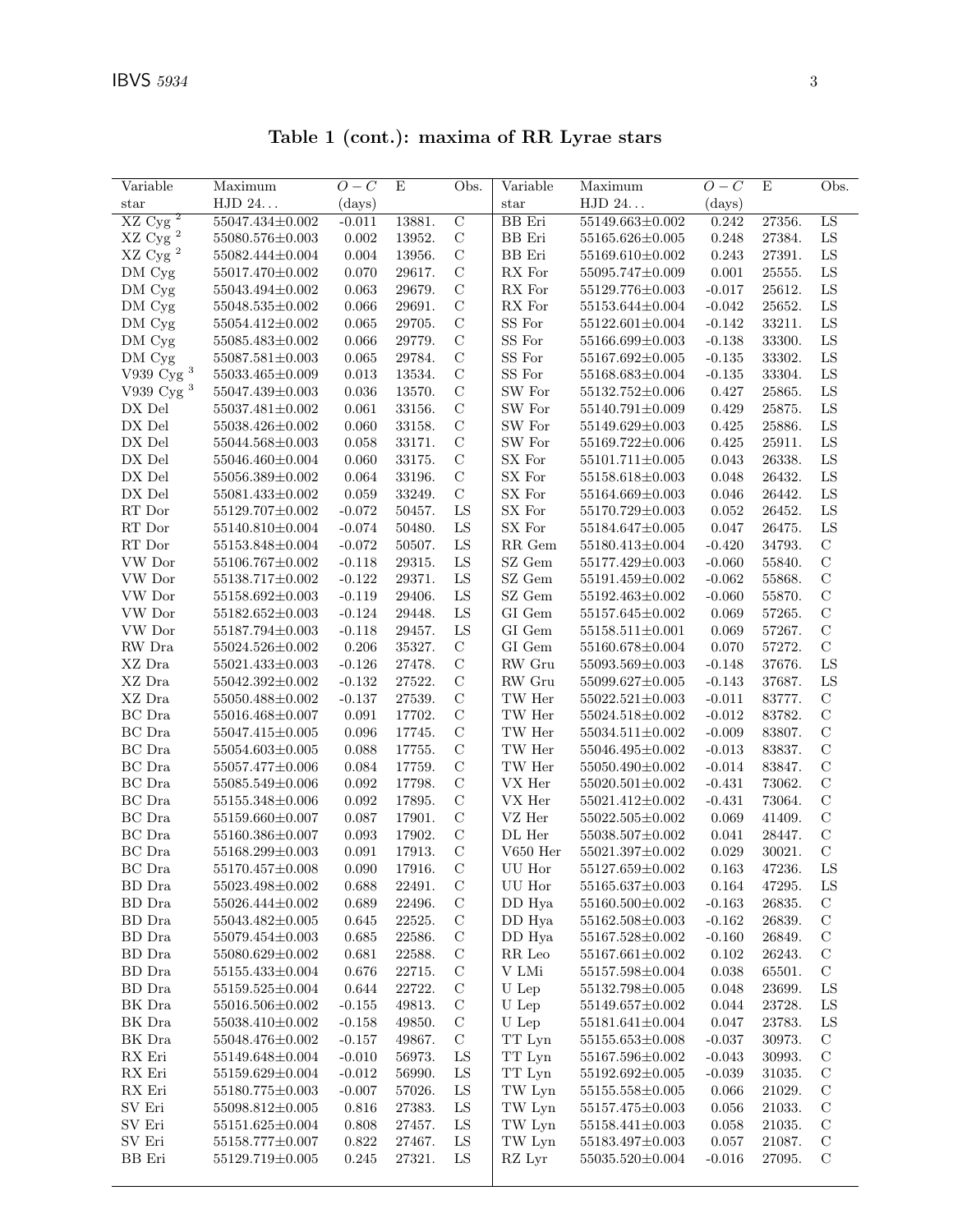**Table 1 (cont.): maxima of RR Lyrae stars**

| Variable star | Maximum HJD 24... | $O-C$ (days) | E | Obs. | Variable star | Maximum HJD 24... | $O-C$ (days) | E | Obs. |
|---|---|---|---|---|---|---|---|---|---|
| XZ Cyg [2] | 55047.434±0.002 | -0.011 | 13881. | C | BB Eri | 55149.663±0.002 | 0.242 | 27356. | LS |
| XZ Cyg [2] | 55080.576±0.003 | 0.002 | 13952. | C | BB Eri | 55165.626±0.005 | 0.248 | 27384. | LS |
| XZ Cyg [2] | 55082.444±0.004 | 0.004 | 13956. | C | BB Eri | 55169.610±0.002 | 0.243 | 27391. | LS |
| DM Cyg | 55017.470±0.002 | 0.070 | 29617. | C | RX For | 55095.747±0.009 | 0.001 | 25555. | LS |
| DM Cyg | 55043.494±0.002 | 0.063 | 29679. | C | RX For | 55129.776±0.003 | -0.017 | 25612. | LS |
| DM Cyg | 55048.535±0.002 | 0.066 | 29691. | C | RX For | 55153.644±0.004 | -0.042 | 25652. | LS |
| DM Cyg | 55054.412±0.002 | 0.065 | 29705. | C | SS For | 55122.601±0.004 | -0.142 | 33211. | LS |
| DM Cyg | 55085.483±0.002 | 0.066 | 29779. | C | SS For | 55166.699±0.003 | -0.138 | 33300. | LS |
| DM Cyg | 55087.581±0.003 | 0.065 | 29784. | C | SS For | 55167.692±0.005 | -0.135 | 33302. | LS |
| V939 Cyg [3] | 55033.465±0.009 | 0.013 | 13534. | C | SS For | 55168.683±0.004 | -0.135 | 33304. | LS |
| V939 Cyg [3] | 55047.439±0.003 | 0.036 | 13570. | C | SW For | 55132.752±0.006 | 0.427 | 25865. | LS |
| DX Del | 55037.481±0.002 | 0.061 | 33156. | C | SW For | 55140.791±0.009 | 0.429 | 25875. | LS |
| DX Del | 55038.426±0.002 | 0.060 | 33158. | C | SW For | 55149.629±0.003 | 0.425 | 25886. | LS |
| DX Del | 55044.568±0.003 | 0.058 | 33171. | C | SW For | 55169.722±0.006 | 0.425 | 25911. | LS |
| DX Del | 55046.460±0.004 | 0.060 | 33175. | C | SX For | 55101.711±0.005 | 0.043 | 26338. | LS |
| DX Del | 55056.389±0.002 | 0.064 | 33196. | C | SX For | 55158.618±0.003 | 0.048 | 26432. | LS |
| DX Del | 55081.433±0.002 | 0.059 | 33249. | C | SX For | 55164.669±0.003 | 0.046 | 26442. | LS |
| RT Dor | 55129.707±0.002 | -0.072 | 50457. | LS | SX For | 55170.729±0.003 | 0.052 | 26452. | LS |
| RT Dor | 55140.810±0.004 | -0.074 | 50480. | LS | SX For | 55184.647±0.005 | 0.047 | 26475. | LS |
| RT Dor | 55153.848±0.004 | -0.072 | 50507. | LS | RR Gem | 55180.413±0.004 | -0.420 | 34793. | C |
| VW Dor | 55106.767±0.002 | -0.118 | 29315. | LS | SZ Gem | 55177.429±0.003 | -0.060 | 55840. | C |
| VW Dor | 55138.717±0.002 | -0.122 | 29371. | LS | SZ Gem | 55191.459±0.002 | -0.062 | 55868. | C |
| VW Dor | 55158.692±0.003 | -0.119 | 29406. | LS | SZ Gem | 55192.463±0.002 | -0.060 | 55870. | C |
| VW Dor | 55182.652±0.003 | -0.124 | 29448. | LS | GI Gem | 55157.645±0.002 | 0.069 | 57265. | C |
| VW Dor | 55187.794±0.003 | -0.118 | 29457. | LS | GI Gem | 55158.511±0.001 | 0.069 | 57267. | C |
| RW Dra | 55024.526±0.002 | 0.206 | 35327. | C | GI Gem | 55160.678±0.004 | 0.070 | 57272. | C |
| XZ Dra | 55021.433±0.003 | -0.126 | 27478. | C | RW Gru | 55093.569±0.003 | -0.148 | 37676. | LS |
| XZ Dra | 55042.392±0.002 | -0.132 | 27522. | C | RW Gru | 55099.627±0.005 | -0.143 | 37687. | LS |
| XZ Dra | 55050.488±0.002 | -0.137 | 27539. | C | TW Her | 55022.521±0.003 | -0.011 | 83777. | C |
| BC Dra | 55016.468±0.007 | 0.091 | 17702. | C | TW Her | 55024.518±0.002 | -0.012 | 83782. | C |
| BC Dra | 55047.415±0.005 | 0.096 | 17745. | C | TW Her | 55034.511±0.002 | -0.009 | 83807. | C |
| BC Dra | 55054.603±0.005 | 0.088 | 17755. | C | TW Her | 55046.495±0.002 | -0.013 | 83837. | C |
| BC Dra | 55057.477±0.006 | 0.084 | 17759. | C | TW Her | 55050.490±0.002 | -0.014 | 83847. | C |
| BC Dra | 55085.549±0.006 | 0.092 | 17798. | C | VX Her | 55020.501±0.002 | -0.431 | 73062. | C |
| BC Dra | 55155.348±0.006 | 0.092 | 17895. | C | VX Her | 55021.412±0.002 | -0.431 | 73064. | C |
| BC Dra | 55159.660±0.007 | 0.087 | 17901. | C | VZ Her | 55022.505±0.002 | 0.069 | 41409. | C |
| BC Dra | 55160.386±0.007 | 0.093 | 17902. | C | DL Her | 55038.507±0.002 | 0.041 | 28447. | C |
| BC Dra | 55168.299±0.003 | 0.091 | 17913. | C | V650 Her | 55021.397±0.002 | 0.029 | 30021. | C |
| BC Dra | 55170.457±0.008 | 0.090 | 17916. | C | UU Hor | 55127.659±0.002 | 0.163 | 47236. | LS |
| BD Dra | 55023.498±0.002 | 0.688 | 22491. | C | UU Hor | 55165.637±0.003 | 0.164 | 47295. | LS |
| BD Dra | 55026.444±0.002 | 0.689 | 22496. | C | DD Hya | 55160.500±0.002 | -0.163 | 26835. | C |
| BD Dra | 55043.482±0.005 | 0.645 | 22525. | C | DD Hya | 55162.508±0.003 | -0.162 | 26839. | C |
| BD Dra | 55079.454±0.003 | 0.685 | 22586. | C | DD Hya | 55167.528±0.002 | -0.160 | 26849. | C |
| BD Dra | 55080.629±0.002 | 0.681 | 22588. | C | RR Leo | 55167.661±0.002 | 0.102 | 26243. | C |
| BD Dra | 55155.433±0.004 | 0.676 | 22715. | C | V LMi | 55157.598±0.004 | 0.038 | 65501. | C |
| BD Dra | 55159.525±0.004 | 0.644 | 22722. | C | U Lep | 55132.798±0.005 | 0.048 | 23699. | LS |
| BK Dra | 55016.506±0.002 | -0.155 | 49813. | C | U Lep | 55149.657±0.002 | 0.044 | 23728. | LS |
| BK Dra | 55038.410±0.002 | -0.158 | 49850. | C | U Lep | 55181.641±0.004 | 0.047 | 23783. | LS |
| BK Dra | 55048.476±0.002 | -0.157 | 49867. | C | TT Lyn | 55155.653±0.008 | -0.037 | 30973. | C |
| RX Eri | 55149.648±0.004 | -0.010 | 56973. | LS | TT Lyn | 55167.596±0.002 | -0.043 | 30993. | C |
| RX Eri | 55159.629±0.004 | -0.012 | 56990. | LS | TT Lyn | 55192.692±0.005 | -0.039 | 31035. | C |
| RX Eri | 55180.775±0.003 | -0.007 | 57026. | LS | TW Lyn | 55155.558±0.005 | 0.066 | 21029. | C |
| SV Eri | 55098.812±0.005 | 0.816 | 27383. | LS | TW Lyn | 55157.475±0.003 | 0.056 | 21033. | C |
| SV Eri | 55151.625±0.004 | 0.808 | 27457. | LS | TW Lyn | 55158.441±0.003 | 0.058 | 21035. | C |
| SV Eri | 55158.777±0.007 | 0.822 | 27467. | LS | TW Lyn | 55183.497±0.003 | 0.057 | 21087. | C |
| BB Eri | 55129.719±0.005 | 0.245 | 27321. | LS | RZ Lyr | 55035.520±0.004 | -0.016 | 27095. | C |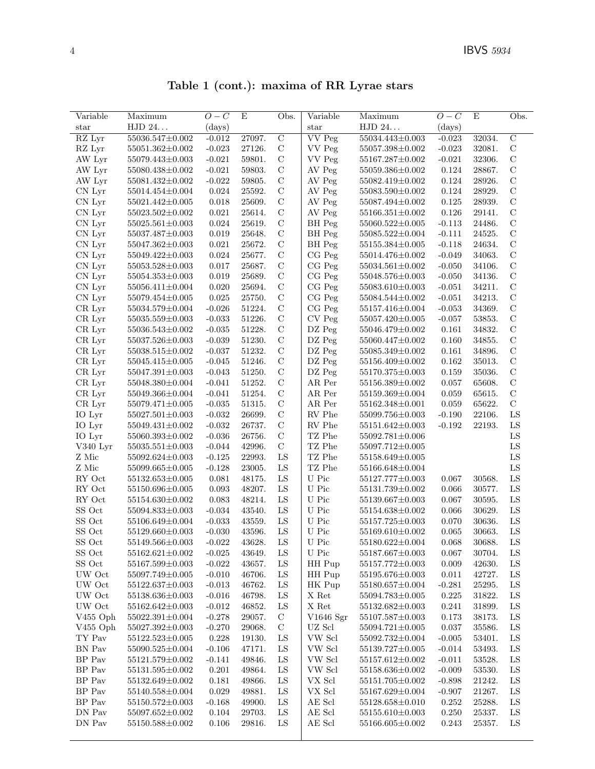**Table 1 (cont.): maxima of RR Lyrae stars**

| Variable star | Maximum HJD 24... | $O-C$ (days) | E | Obs. | Variable star | Maximum HJD 24... | $O-C$ (days) | E | Obs. |
|---|---|---|---|---|---|---|---|---|---|
| RZ Lyr | 55036.547±0.002 | -0.012 | 27097. | C | VV Peg | 55034.443±0.003 | -0.023 | 32034. | C |
| RZ Lyr | 55051.362±0.002 | -0.023 | 27126. | C | VV Peg | 55057.398±0.002 | -0.023 | 32081. | C |
| AW Lyr | 55079.443±0.003 | -0.021 | 59801. | C | VV Peg | 55167.287±0.002 | -0.021 | 32306. | C |
| AW Lyr | 55080.438±0.002 | -0.021 | 59803. | C | AV Peg | 55059.386±0.002 | 0.124 | 28867. | C |
| AW Lyr | 55081.432±0.002 | -0.022 | 59805. | C | AV Peg | 55082.419±0.002 | 0.124 | 28926. | C |
| CN Lyr | 55014.454±0.004 | 0.024 | 25592. | C | AV Peg | 55083.590±0.002 | 0.124 | 28929. | C |
| CN Lyr | 55021.442±0.005 | 0.018 | 25609. | C | AV Peg | 55087.494±0.002 | 0.125 | 28939. | C |
| CN Lyr | 55023.502±0.002 | 0.021 | 25614. | C | AV Peg | 55166.351±0.002 | 0.126 | 29141. | C |
| CN Lyr | 55025.561±0.003 | 0.024 | 25619. | C | BH Peg | 55060.522±0.005 | -0.113 | 24486. | C |
| CN Lyr | 55037.487±0.003 | 0.019 | 25648. | C | BH Peg | 55085.522±0.004 | -0.111 | 24525. | C |
| CN Lyr | 55047.362±0.003 | 0.021 | 25672. | C | BH Peg | 55155.384±0.005 | -0.118 | 24634. | C |
| CN Lyr | 55049.422±0.003 | 0.024 | 25677. | C | CG Peg | 55014.476±0.002 | -0.049 | 34063. | C |
| CN Lyr | 55053.528±0.003 | 0.017 | 25687. | C | CG Peg | 55034.561±0.002 | -0.050 | 34106. | C |
| CN Lyr | 55054.353±0.003 | 0.019 | 25689. | C | CG Peg | 55048.576±0.003 | -0.050 | 34136. | C |
| CN Lyr | 55056.411±0.004 | 0.020 | 25694. | C | CG Peg | 55083.610±0.003 | -0.051 | 34211. | C |
| CN Lyr | 55079.454±0.005 | 0.025 | 25750. | C | CG Peg | 55084.544±0.002 | -0.051 | 34213. | C |
| CR Lyr | 55034.579±0.004 | -0.026 | 51224. | C | CG Peg | 55157.416±0.004 | -0.053 | 34369. | C |
| CR Lyr | 55035.559±0.003 | -0.033 | 51226. | C | CV Peg | 55057.420±0.005 | -0.057 | 53853. | C |
| CR Lyr | 55036.543±0.002 | -0.035 | 51228. | C | DZ Peg | 55046.479±0.002 | 0.161 | 34832. | C |
| CR Lyr | 55037.526±0.003 | -0.039 | 51230. | C | DZ Peg | 55060.447±0.002 | 0.160 | 34855. | C |
| CR Lyr | 55038.515±0.002 | -0.037 | 51232. | C | DZ Peg | 55085.349±0.002 | 0.161 | 34896. | C |
| CR Lyr | 55045.415±0.005 | -0.045 | 51246. | C | DZ Peg | 55156.409±0.002 | 0.162 | 35013. | C |
| CR Lyr | 55047.391±0.003 | -0.043 | 51250. | C | DZ Peg | 55170.375±0.003 | 0.159 | 35036. | C |
| CR Lyr | 55048.380±0.004 | -0.041 | 51252. | C | AR Per | 55156.389±0.002 | 0.057 | 65608. | C |
| CR Lyr | 55049.366±0.004 | -0.041 | 51254. | C | AR Per | 55159.369±0.004 | 0.059 | 65615. | C |
| CR Lyr | 55079.471±0.005 | -0.035 | 51315. | C | AR Per | 55162.348±0.001 | 0.059 | 65622. | C |
| IO Lyr | 55027.501±0.003 | -0.032 | 26699. | C | RV Phe | 55099.756±0.003 | -0.190 | 22106. | LS |
| IO Lyr | 55049.431±0.002 | -0.032 | 26737. | C | RV Phe | 55151.642±0.003 | -0.192 | 22193. | LS |
| IO Lyr | 55060.393±0.002 | -0.036 | 26756. | C | TZ Phe | 55092.781±0.006 | | | LS |
| V340 Lyr | 55035.551±0.003 | -0.044 | 42996. | C | TZ Phe | 55097.712±0.005 | | | LS |
| Z Mic | 55092.624±0.003 | -0.125 | 22993. | LS | TZ Phe | 55158.649±0.005 | | | LS |
| Z Mic | 55099.665±0.005 | -0.128 | 23005. | LS | TZ Phe | 55166.648±0.004 | | | LS |
| RY Oct | 55132.653±0.005 | 0.081 | 48175. | LS | U Pic | 55127.777±0.003 | 0.067 | 30568. | LS |
| RY Oct | 55150.696±0.005 | 0.093 | 48207. | LS | U Pic | 55131.739±0.002 | 0.066 | 30577. | LS |
| RY Oct | 55154.630±0.002 | 0.083 | 48214. | LS | U Pic | 55139.667±0.003 | 0.067 | 30595. | LS |
| SS Oct | 55094.833±0.003 | -0.034 | 43540. | LS | U Pic | 55154.638±0.002 | 0.066 | 30629. | LS |
| SS Oct | 55106.649±0.004 | -0.033 | 43559. | LS | U Pic | 55157.725±0.003 | 0.070 | 30636. | LS |
| SS Oct | 55129.660±0.003 | -0.030 | 43596. | LS | U Pic | 55169.610±0.002 | 0.065 | 30663. | LS |
| SS Oct | 55149.566±0.003 | -0.022 | 43628. | LS | U Pic | 55180.622±0.004 | 0.068 | 30688. | LS |
| SS Oct | 55162.621±0.002 | -0.025 | 43649. | LS | U Pic | 55187.667±0.003 | 0.067 | 30704. | LS |
| SS Oct | 55167.599±0.003 | -0.022 | 43657. | LS | HH Pup | 55157.772±0.003 | 0.009 | 42630. | LS |
| UW Oct | 55097.749±0.005 | -0.010 | 46706. | LS | HH Pup | 55195.676±0.003 | 0.011 | 42727. | LS |
| UW Oct | 55122.637±0.003 | -0.013 | 46762. | LS | HK Pup | 55180.657±0.004 | -0.281 | 25295. | LS |
| UW Oct | 55138.636±0.003 | -0.016 | 46798. | LS | X Ret | 55094.783±0.005 | 0.225 | 31822. | LS |
| UW Oct | 55162.642±0.003 | -0.012 | 46852. | LS | X Ret | 55132.682±0.003 | 0.241 | 31899. | LS |
| V455 Oph | 55022.391±0.004 | -0.278 | 29057. | C | V1646 Sgr | 55107.587±0.003 | 0.173 | 38173. | LS |
| V455 Oph | 55027.392±0.003 | -0.270 | 29068. | C | UZ Scl | 55094.721±0.005 | 0.037 | 35586. | LS |
| TY Pav | 55122.523±0.005 | 0.228 | 19130. | LS | VW Scl | 55092.732±0.004 | -0.005 | 53401. | LS |
| BN Pav | 55090.525±0.004 | -0.106 | 47171. | LS | VW Scl | 55139.727±0.005 | -0.014 | 53493. | LS |
| BP Pav | 55121.579±0.002 | -0.141 | 49846. | LS | VW Scl | 55157.612±0.002 | -0.011 | 53528. | LS |
| BP Pav | 55131.595±0.002 | 0.201 | 49864. | LS | VW Scl | 55158.636±0.002 | -0.009 | 53530. | LS |
| BP Pav | 55132.649±0.002 | 0.181 | 49866. | LS | VX Scl | 55151.705±0.002 | -0.898 | 21242. | LS |
| BP Pav | 55140.558±0.004 | 0.029 | 49881. | LS | VX Scl | 55167.629±0.004 | -0.907 | 21267. | LS |
| BP Pav | 55150.572±0.003 | -0.168 | 49900. | LS | AE Scl | 55128.658±0.010 | 0.252 | 25288. | LS |
| DN Pav | 55097.652±0.002 | 0.104 | 29703. | LS | AE Scl | 55155.610±0.003 | 0.250 | 25337. | LS |
| DN Pav | 55150.588±0.002 | 0.106 | 29816. | LS | AE Scl | 55166.605±0.002 | 0.243 | 25357. | LS |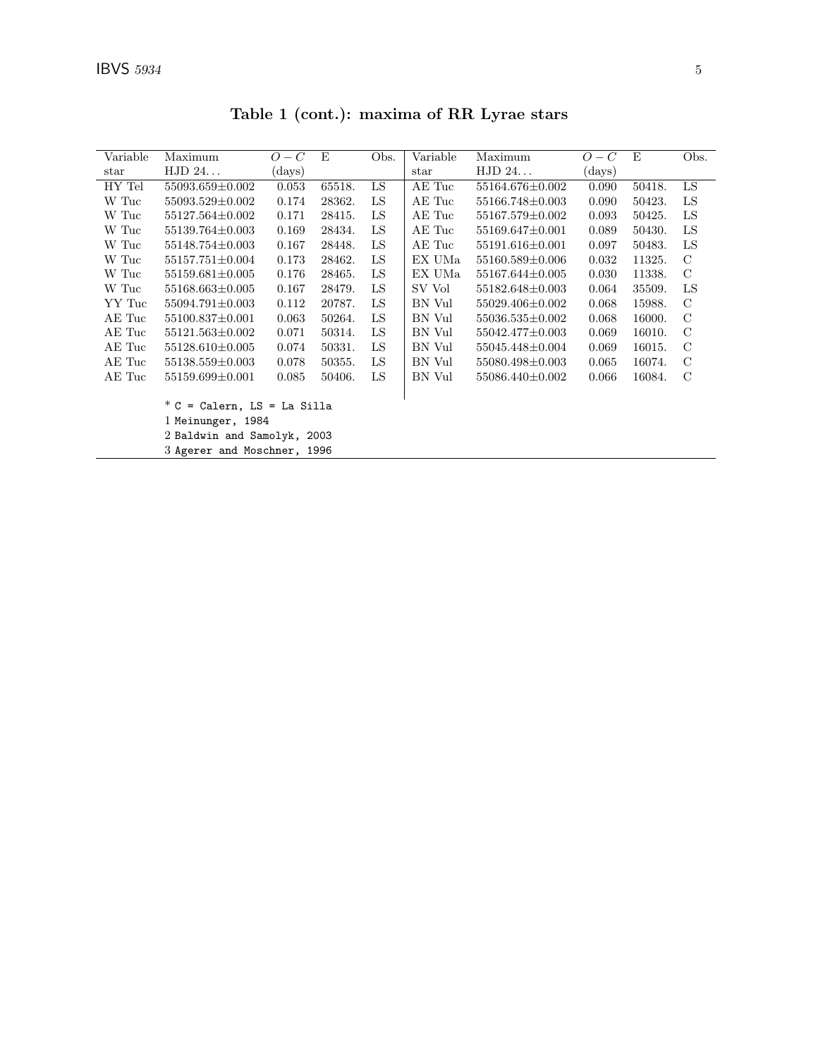**Table 1 (cont.): maxima of RR Lyrae stars**

| Variable star | Maximum HJD 24... | $O-C$ (days) | E | Obs. | Variable star | Maximum HJD 24... | $O-C$ (days) | E | Obs. |
|---|---|---|---|---|---|---|---|---|---|
| HY Tel | 55093.659±0.002 | 0.053 | 65518. | LS | AE Tuc | 55164.676±0.002 | 0.090 | 50418. | LS |
| W Tuc | 55093.529±0.002 | 0.174 | 28362. | LS | AE Tuc | 55166.748±0.003 | 0.090 | 50423. | LS |
| W Tuc | 55127.564±0.002 | 0.171 | 28415. | LS | AE Tuc | 55167.579±0.002 | 0.093 | 50425. | LS |
| W Tuc | 55139.764±0.003 | 0.169 | 28434. | LS | AE Tuc | 55169.647±0.001 | 0.089 | 50430. | LS |
| W Tuc | 55148.754±0.003 | 0.167 | 28448. | LS | AE Tuc | 55191.616±0.001 | 0.097 | 50483. | LS |
| W Tuc | 55157.751±0.004 | 0.173 | 28462. | LS | EX UMa | 55160.589±0.006 | 0.032 | 11325. | C |
| W Tuc | 55159.681±0.005 | 0.176 | 28465. | LS | EX UMa | 55167.644±0.005 | 0.030 | 11338. | C |
| W Tuc | 55168.663±0.005 | 0.167 | 28479. | LS | SV Vol | 55182.648±0.003 | 0.064 | 35509. | LS |
| YY Tuc | 55094.791±0.003 | 0.112 | 20787. | LS | BN Vul | 55029.406±0.002 | 0.068 | 15988. | C |
| AE Tuc | 55100.837±0.001 | 0.063 | 50264. | LS | BN Vul | 55036.535±0.002 | 0.068 | 16000. | C |
| AE Tuc | 55121.563±0.002 | 0.071 | 50314. | LS | BN Vul | 55042.477±0.003 | 0.069 | 16010. | C |
| AE Tuc | 55128.610±0.005 | 0.074 | 50331. | LS | BN Vul | 55045.448±0.004 | 0.069 | 16015. | C |
| AE Tuc | 55138.559±0.003 | 0.078 | 50355. | LS | BN Vul | 55080.498±0.003 | 0.065 | 16074. | C |
| AE Tuc | 55159.699±0.001 | 0.085 | 50406. | LS | BN Vul | 55086.440±0.002 | 0.066 | 16084. | C |

* C = Calern, LS = La Silla

1 Meinunger, 1984

2 Baldwin and Samolyk, 2003

3 Agerer and Moschner, 1996